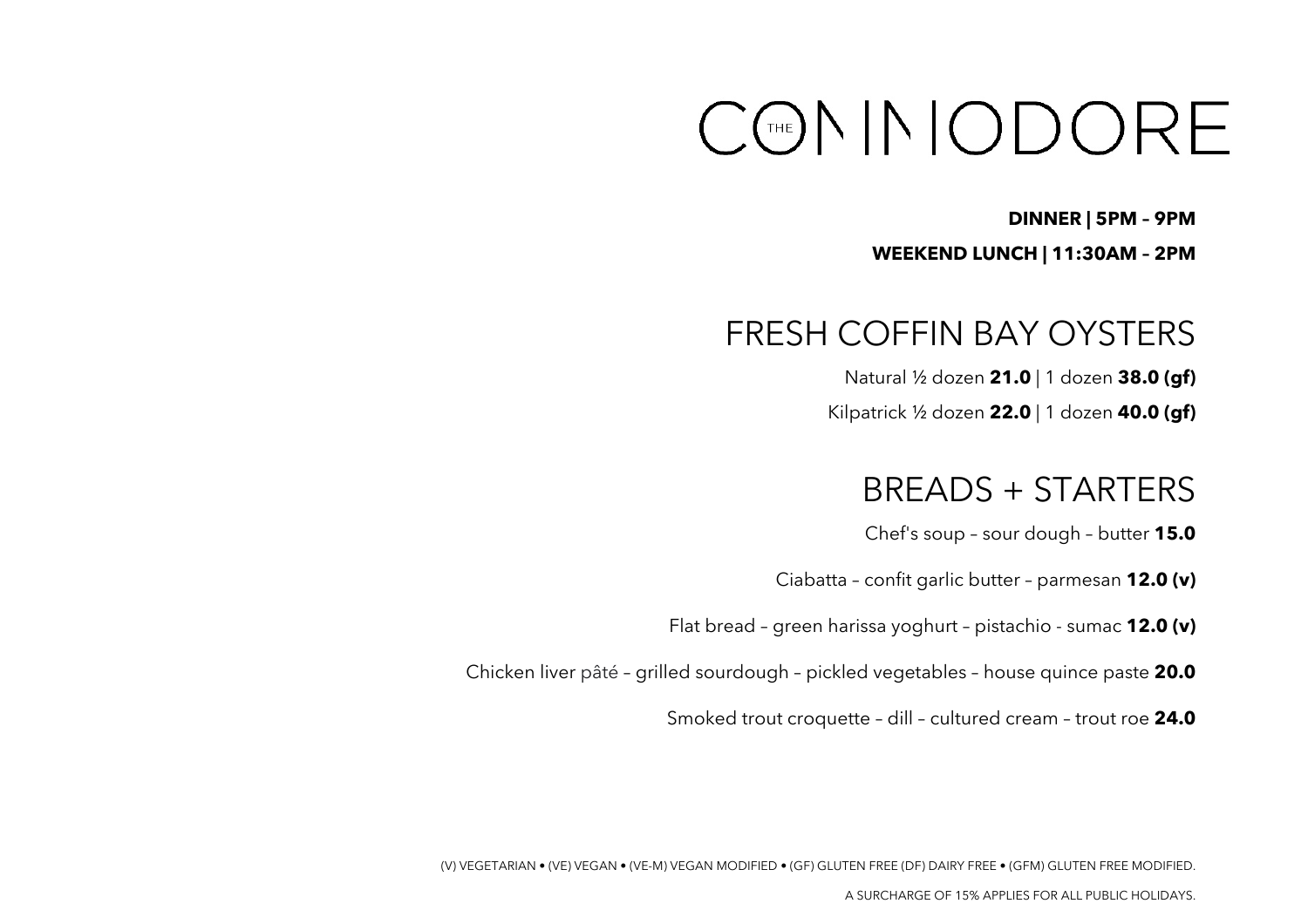# THE COMMODORE

**DINNER | 5PM – 9PM**

**WEEKEND LUNCH | 11:30AM – 2PM**

## FRESH COFFIN BAY OYSTERS

Natural ½ dozen **21.0** | 1 dozen **38.0 (gf)**

Kilpatrick ½ dozen **22.0** | 1 dozen **40.0 (gf)**

## BREADS + STARTERS

Chef's soup – sour dough – butter **15.0**

Ciabatta – confit garlic butter – parmesan **12.0 (v)**

Flat bread – green harissa yoghurt – pistachio - sumac **12.0 (v)**

Chicken liver pâté – grilled sourdough – pickled vegetables – house quince paste **20.0**

Smoked trout croquette – dill – cultured cream – trout roe **24.0**

(V) VEGETARIAN • (VE) VEGAN • (VE-M) VEGAN MODIFIED • (GF) GLUTEN FREE (DF) DAIRY FREE • (GFM) GLUTEN FREE MODIFIED.

A SURCHARGE OF 15% APPLIES FOR ALL PUBLIC HOLIDAYS.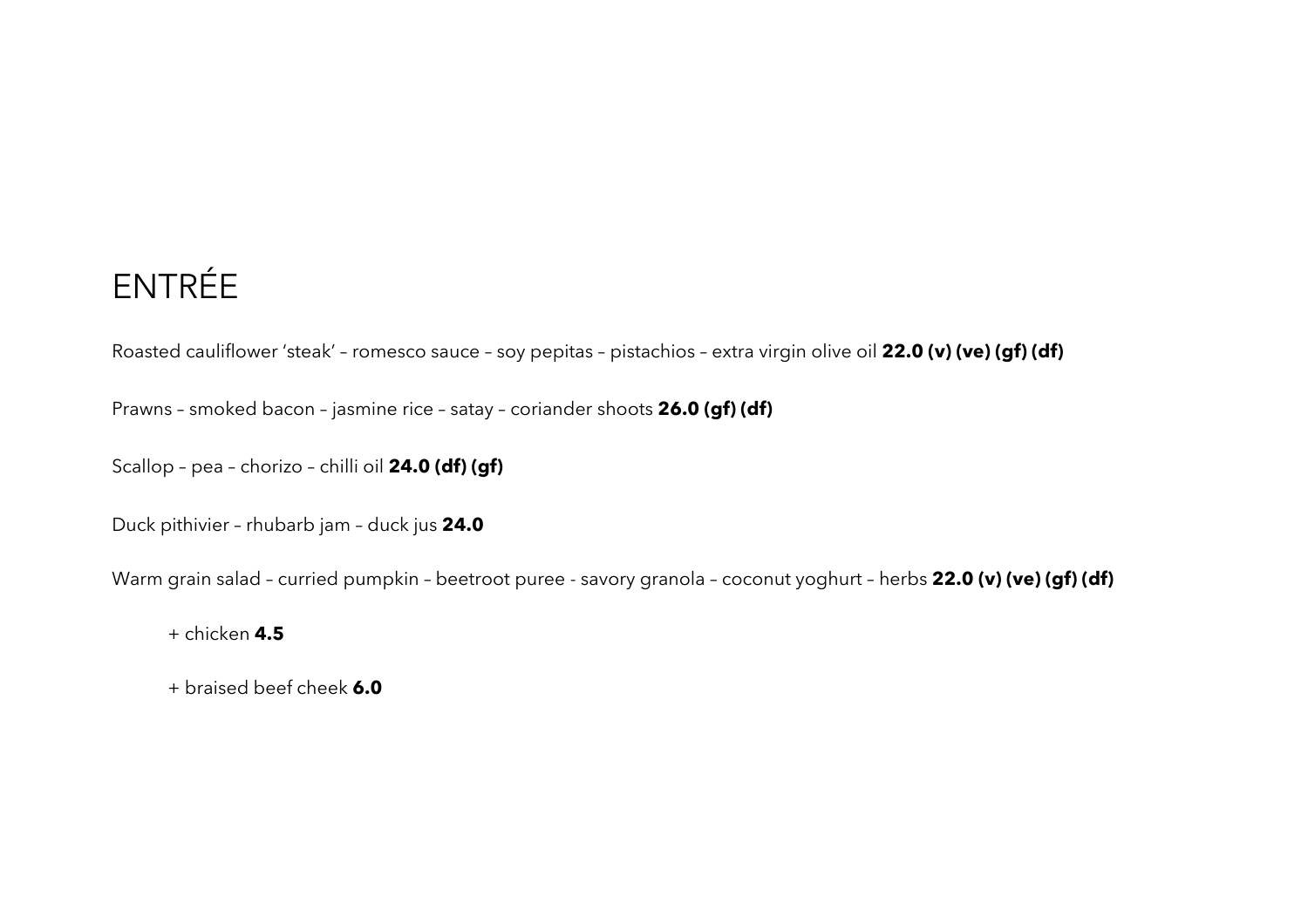# ENTRÉE

Roasted cauliflower 'steak' – romesco sauce – soy pepitas – pistachios – extra virgin olive oil **22.0 (v) (ve) (gf) (df)**

Prawns – smoked bacon – jasmine rice – satay – coriander shoots **26.0 (gf) (df)**

Scallop – pea – chorizo – chilli oil **24.0 (df) (gf)**

Duck pithivier – rhubarb jam – duck jus **24.0**

Warm grain salad – curried pumpkin – beetroot puree - savory granola – coconut yoghurt – herbs **22.0 (v) (ve) (gf) (df)**

+ chicken **4.5**

+ braised beef cheek **6.0**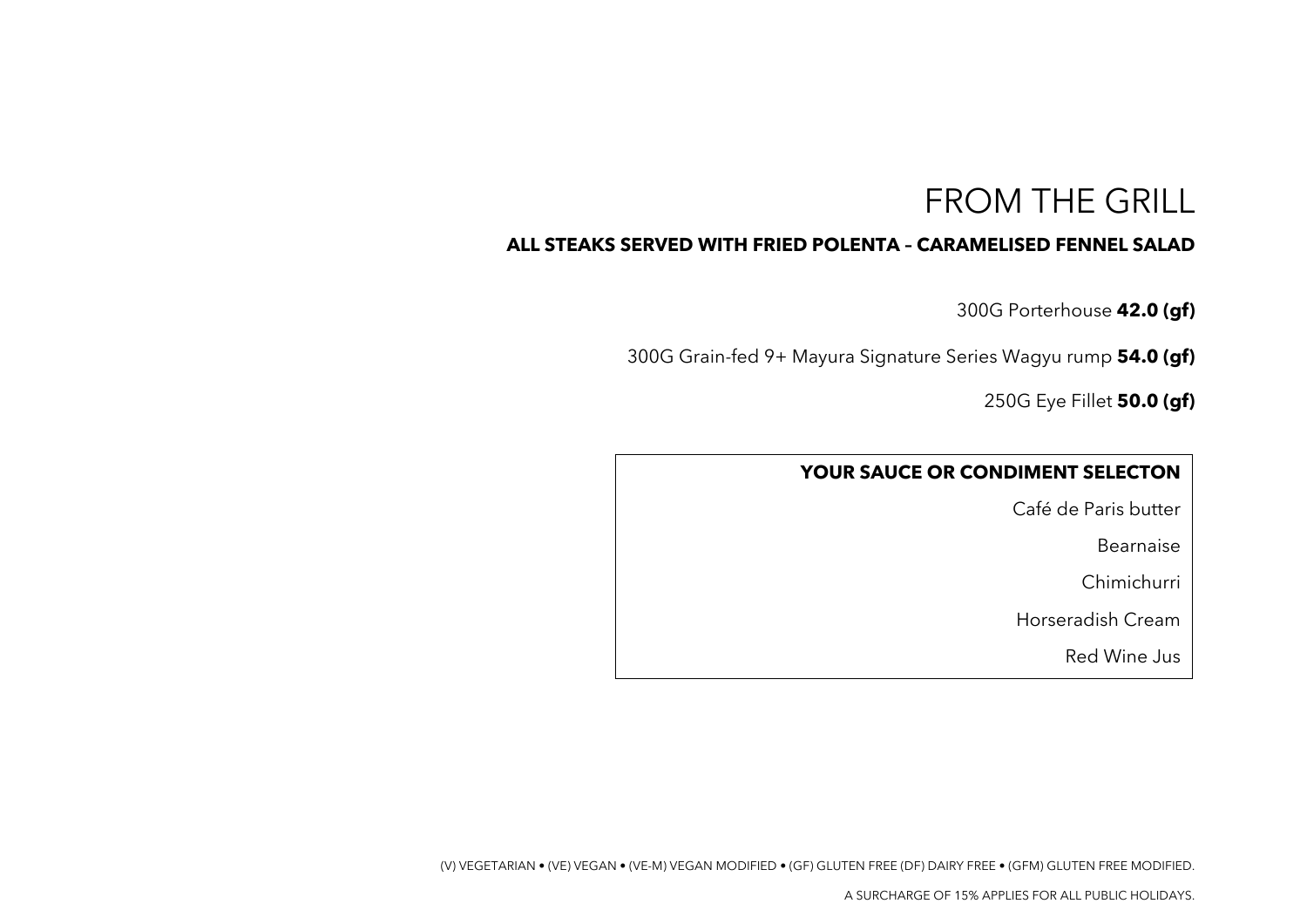# FROM THE GRILL

**ALL STEAKS SERVED WITH FRIED POLENTA – CARAMELISED FENNEL SALAD**

300G Porterhouse **42.0 (gf)**

300G Grain-fed 9+ Mayura Signature Series Wagyu rump **54.0 (gf)**

250G Eye Fillet **50.0 (gf)**

**YOUR SAUCE OR CONDIMENT SELECTON**

Café de Paris butter

Bearnaise

Chimichurri

Horseradish Cream

Red Wine Jus

(V) VEGETARIAN • (VE) VEGAN • (VE-M) VEGAN MODIFIED • (GF) GLUTEN FREE (DF) DAIRY FREE • (GFM) GLUTEN FREE MODIFIED.

A SURCHARGE OF 15% APPLIES FOR ALL PUBLIC HOLIDAYS.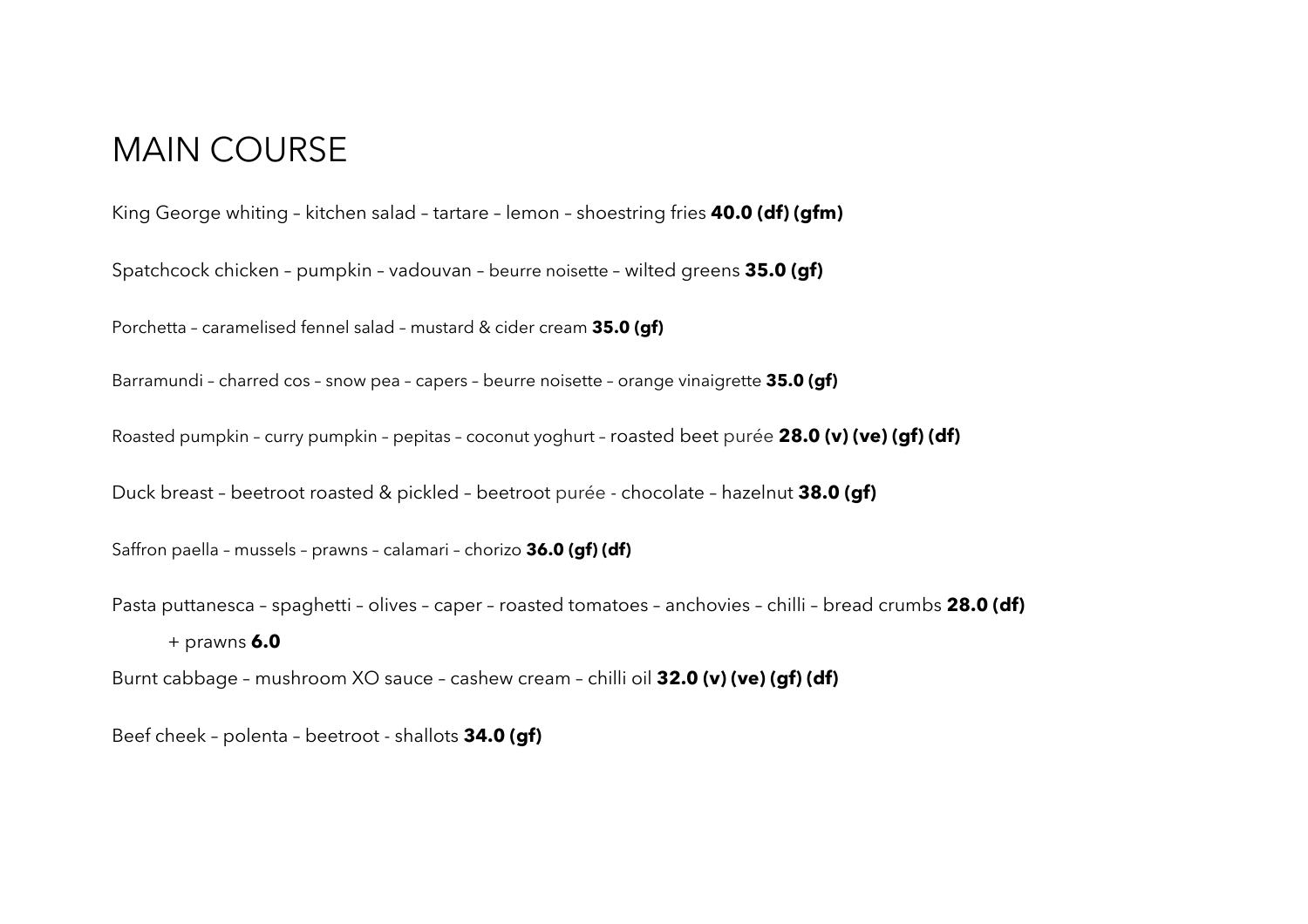# MAIN COURSE

King George whiting – kitchen salad – tartare – lemon – shoestring fries **40.0 (df) (gfm)**

Spatchcock chicken – pumpkin – vadouvan – beurre noisette – wilted greens **35.0 (gf)**

Porchetta – caramelised fennel salad – mustard & cider cream **35.0 (gf)**

Barramundi – charred cos – snow pea – capers – beurre noisette – orange vinaigrette **35.0 (gf)**

Roasted pumpkin – curry pumpkin – pepitas – coconut yoghurt – roasted beet purée **28.0 (v) (ve) (gf) (df)**

Duck breast – beetroot roasted & pickled – beetroot purée - chocolate – hazelnut **38.0 (gf)**

Saffron paella – mussels – prawns – calamari – chorizo **36.0 (gf) (df)**

Pasta puttanesca – spaghetti – olives – caper – roasted tomatoes – anchovies – chilli – bread crumbs **28.0 (df)**

+ prawns **6.0**

Burnt cabbage – mushroom XO sauce – cashew cream – chilli oil **32.0 (v) (ve) (gf) (df)**

Beef cheek – polenta – beetroot - shallots **34.0 (gf)**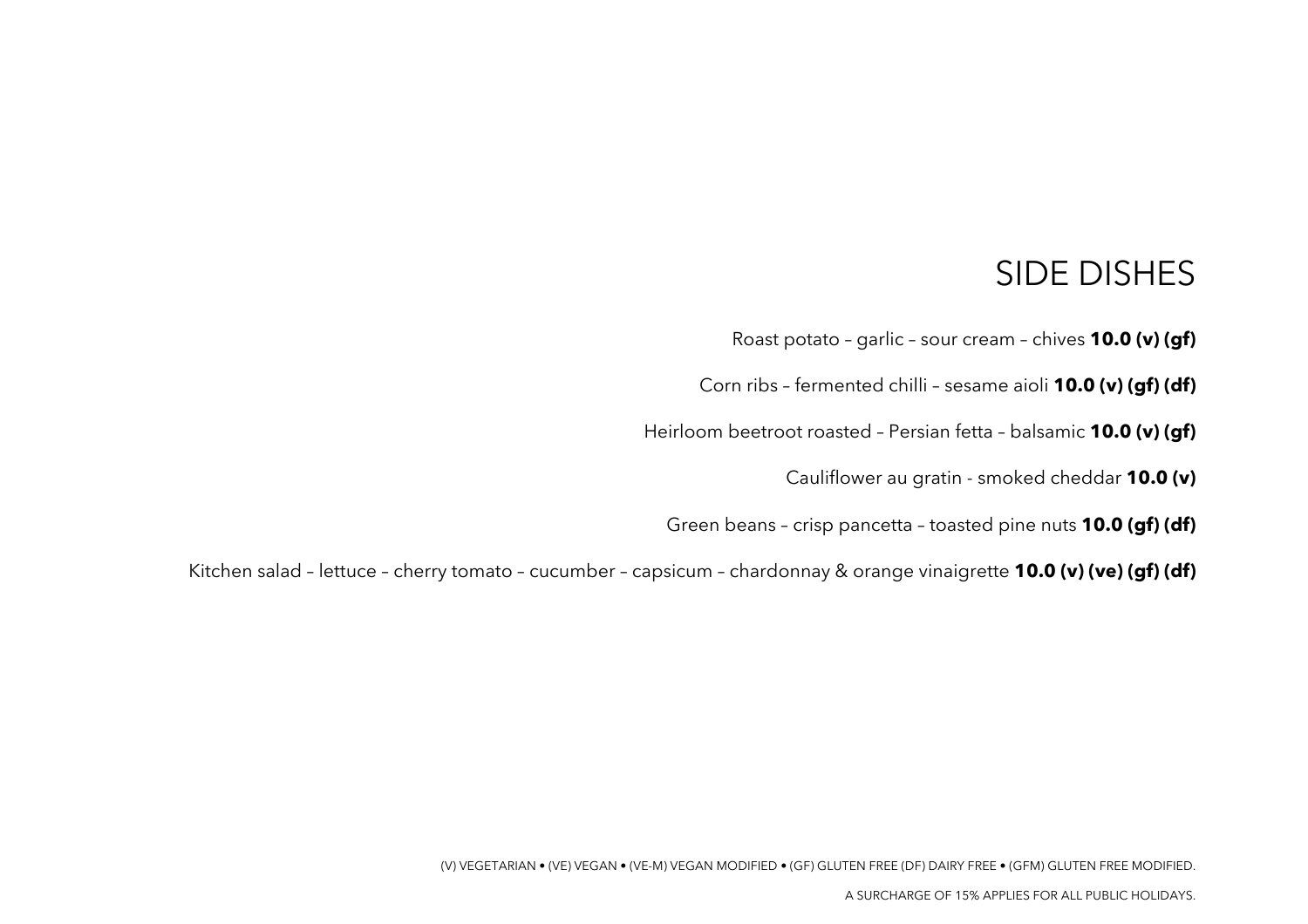# SIDE DISHES

Roast potato – garlic – sour cream – chives **10.0 (v) (gf)**

Corn ribs – fermented chilli – sesame aioli **10.0 (v) (gf) (df)**

Heirloom beetroot roasted – Persian fetta – balsamic **10.0 (v) (gf)**

Cauliflower au gratin - smoked cheddar **10.0 (v)**

Green beans – crisp pancetta – toasted pine nuts **10.0 (gf) (df)**

Kitchen salad – lettuce – cherry tomato – cucumber – capsicum – chardonnay & orange vinaigrette **10.0 (v) (ve) (gf) (df)**

(V) VEGETARIAN • (VE) VEGAN • (VE-M) VEGAN MODIFIED • (GF) GLUTEN FREE (DF) DAIRY FREE • (GFM) GLUTEN FREE MODIFIED.

A SURCHARGE OF 15% APPLIES FOR ALL PUBLIC HOLIDAYS.